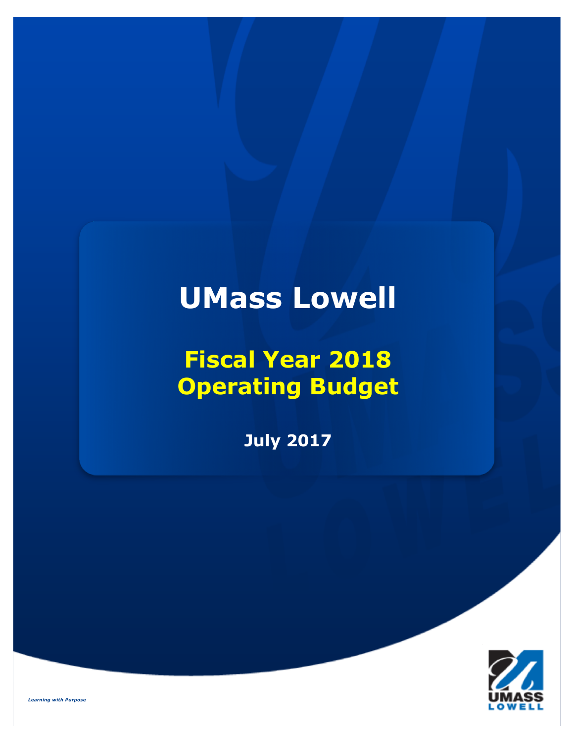# UMass Lowell

## Fiscal Year 2018 Operating Budget

**July 2017**

*Learning with Purpose*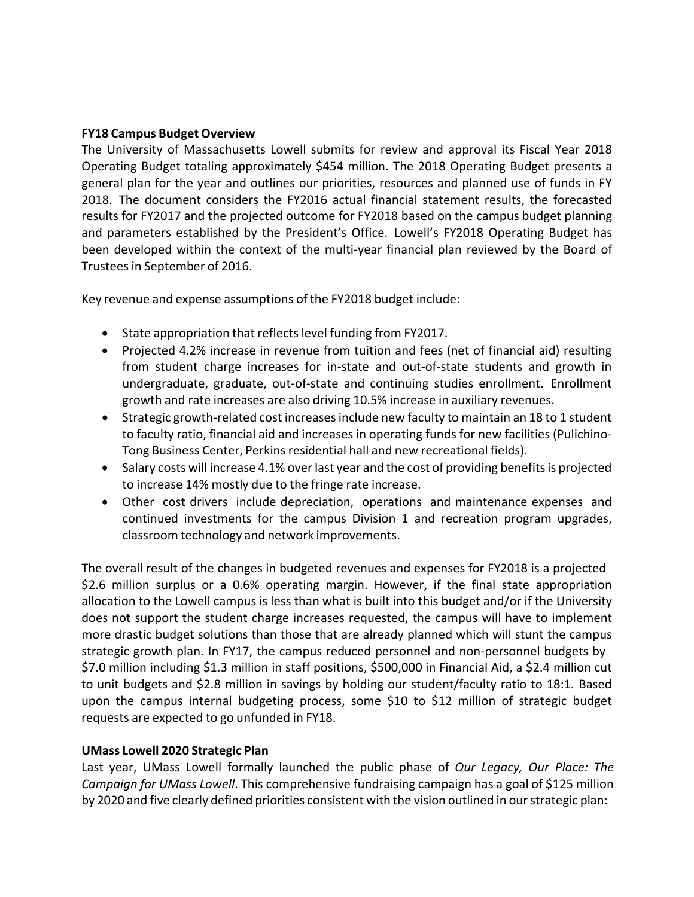**FY18 Campus Budget Overview**

The University of Massachusetts Lowell submits for review and approval its Fiscal Year 2018 Operating Budget totaling approximately $454 million. The 2018 Operating Budget presents a general plan for the year and outlines our priorities, resources and planned use of funds in FY 2018. The document considers the FY2016 actual financial statement results, the forecasted results for FY2017 and the projected outcome for FY2018 based on the campus budget planning and parameters established by the President's Office. Lowell's FY2018 Operating Budget has been developed within the context of the multi-year financial plan reviewed by the Board of Trustees in September of 2016.

Key revenue and expense assumptions of the FY2018 budget include:

- State appropriation that reflects level funding from FY2017.
- Projected 4.2% increase in revenue from tuition and fees (net of financial aid) resulting from student charge increases for in-state and out-of-state students and growth in undergraduate, graduate, out-of-state and continuing studies enrollment. Enrollment growth and rate increases are also driving 10.5% increase in auxiliary revenues.
- Strategic growth-related cost increases include new faculty to maintain an 18 to 1 student to faculty ratio, financial aid and increases in operating funds for new facilities (Pulichino-Tong Business Center, Perkins residential hall and new recreational fields).
- Salary costs will increase 4.1% over last year and the cost of providing benefits is projected to increase 14% mostly due to the fringe rate increase.
- Other cost drivers include depreciation, operations and maintenance expenses and continued investments for the campus Division 1 and recreation program upgrades, classroom technology and network improvements.

The overall result of the changes in budgeted revenues and expenses for FY2018 is a projected $2.6 million surplus or a 0.6% operating margin. However, if the final state appropriation allocation to the Lowell campus is less than what is built into this budget and/or if the University does not support the student charge increases requested, the campus will have to implement more drastic budget solutions than those that are already planned which will stunt the campus strategic growth plan. In FY17, the campus reduced personnel and non-personnel budgets by $7.0 million including $1.3 million in staff positions, $500,000 in Financial Aid, a $2.4 million cut to unit budgets and $2.8 million in savings by holding our student/faculty ratio to 18:1. Based upon the campus internal budgeting process, some $10 to $12 million of strategic budget requests are expected to go unfunded in FY18.

**UMass Lowell 2020 Strategic Plan**

Last year, UMass Lowell formally launched the public phase of *Our Legacy, Our Place: The Campaign for UMass Lowell*. This comprehensive fundraising campaign has a goal of $125 million by 2020 and five clearly defined priorities consistent with the vision outlined in our strategic plan: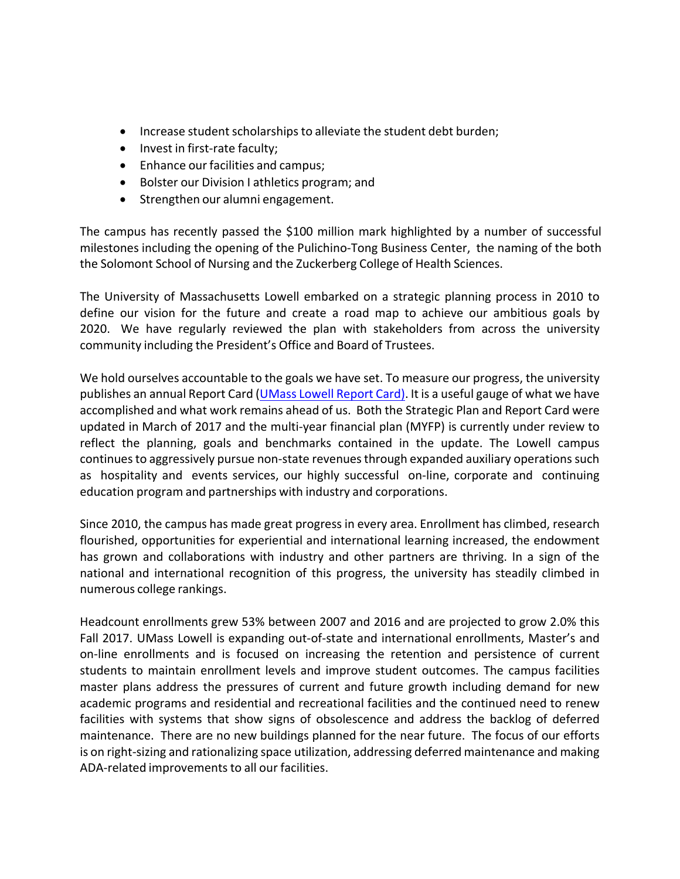- Increase student scholarships to alleviate the student debt burden;
- Invest in first-rate faculty;
- Enhance our facilities and campus;
- Bolster our Division I athletics program; and
- Strengthen our alumni engagement.

The campus has recently passed the $100 million mark highlighted by a number of successful milestones including the opening of the Pulichino-Tong Business Center, the naming of the both the Solomont School of Nursing and the Zuckerberg College of Health Sciences.

The University of Massachusetts Lowell embarked on a strategic planning process in 2010 to define our vision for the future and create a road map to achieve our ambitious goals by 2020. We have regularly reviewed the plan with stakeholders from across the university community including the President's Office and Board of Trustees.

We hold ourselves accountable to the goals we have set. To measure our progress, the university publishes an annual Report Card (UMass Lowell Report Card). It is a useful gauge of what we have accomplished and what work remains ahead of us. Both the Strategic Plan and Report Card were updated in March of 2017 and the multi-year financial plan (MYFP) is currently under review to reflect the planning, goals and benchmarks contained in the update. The Lowell campus continues to aggressively pursue non-state revenues through expanded auxiliary operations such as hospitality and events services, our highly successful on-line, corporate and continuing education program and partnerships with industry and corporations.

Since 2010, the campus has made great progress in every area. Enrollment has climbed, research flourished, opportunities for experiential and international learning increased, the endowment has grown and collaborations with industry and other partners are thriving. In a sign of the national and international recognition of this progress, the university has steadily climbed in numerous college rankings.

Headcount enrollments grew 53% between 2007 and 2016 and are projected to grow 2.0% this Fall 2017. UMass Lowell is expanding out-of-state and international enrollments, Master's and on-line enrollments and is focused on increasing the retention and persistence of current students to maintain enrollment levels and improve student outcomes. The campus facilities master plans address the pressures of current and future growth including demand for new academic programs and residential and recreational facilities and the continued need to renew facilities with systems that show signs of obsolescence and address the backlog of deferred maintenance. There are no new buildings planned for the near future. The focus of our efforts is on right-sizing and rationalizing space utilization, addressing deferred maintenance and making ADA-related improvements to all our facilities.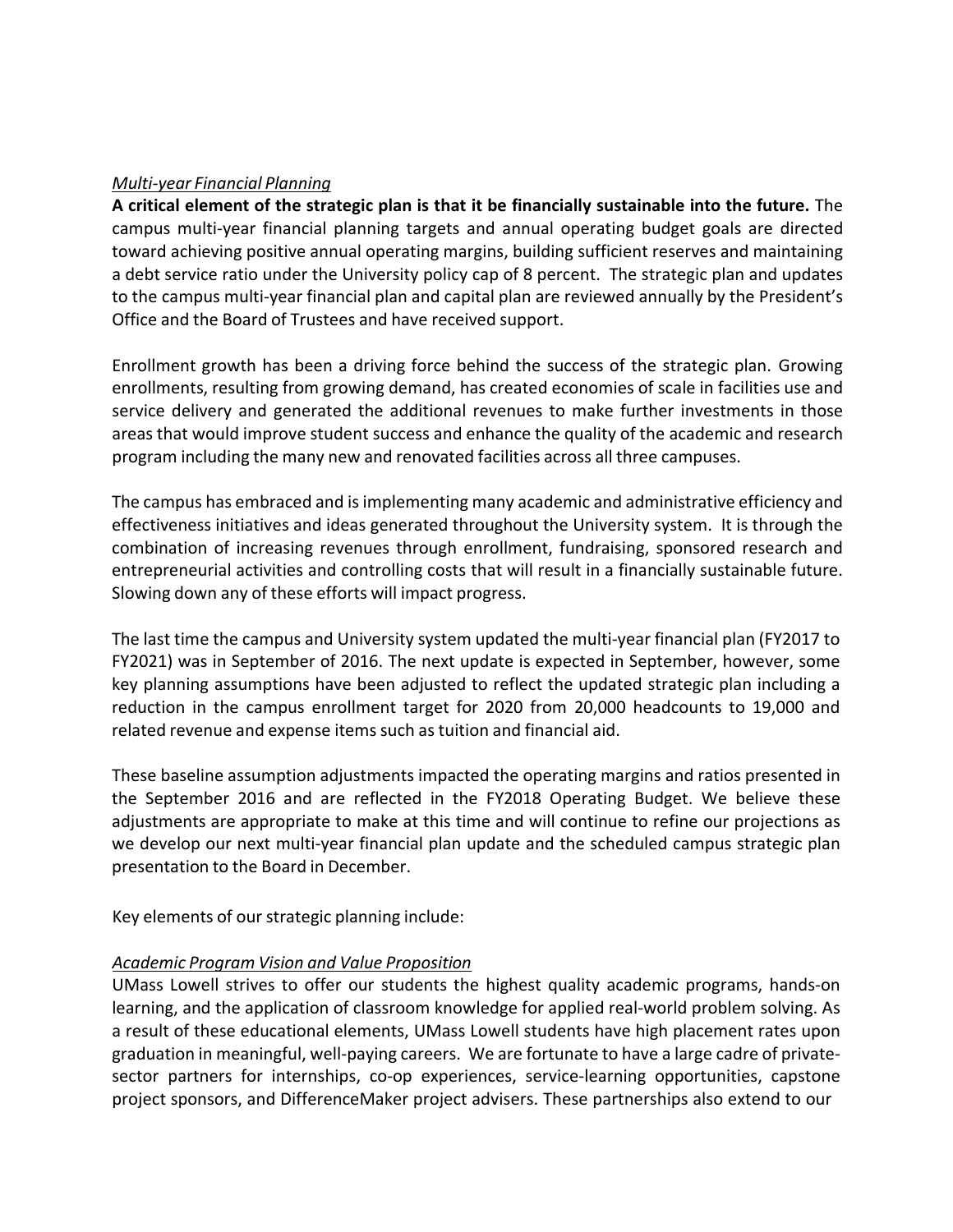*Multi-year Financial Planning*

**A critical element of the strategic plan is that it be financially sustainable into the future.** The campus multi-year financial planning targets and annual operating budget goals are directed toward achieving positive annual operating margins, building sufficient reserves and maintaining a debt service ratio under the University policy cap of 8 percent. The strategic plan and updates to the campus multi-year financial plan and capital plan are reviewed annually by the President's Office and the Board of Trustees and have received support.

Enrollment growth has been a driving force behind the success of the strategic plan. Growing enrollments, resulting from growing demand, has created economies of scale in facilities use and service delivery and generated the additional revenues to make further investments in those areas that would improve student success and enhance the quality of the academic and research program including the many new and renovated facilities across all three campuses.

The campus has embraced and is implementing many academic and administrative efficiency and effectiveness initiatives and ideas generated throughout the University system. It is through the combination of increasing revenues through enrollment, fundraising, sponsored research and entrepreneurial activities and controlling costs that will result in a financially sustainable future. Slowing down any of these efforts will impact progress.

The last time the campus and University system updated the multi-year financial plan (FY2017 to FY2021) was in September of 2016. The next update is expected in September, however, some key planning assumptions have been adjusted to reflect the updated strategic plan including a reduction in the campus enrollment target for 2020 from 20,000 headcounts to 19,000 and related revenue and expense items such as tuition and financial aid.

These baseline assumption adjustments impacted the operating margins and ratios presented in the September 2016 and are reflected in the FY2018 Operating Budget. We believe these adjustments are appropriate to make at this time and will continue to refine our projections as we develop our next multi-year financial plan update and the scheduled campus strategic plan presentation to the Board in December.

Key elements of our strategic planning include:

*Academic Program Vision and Value Proposition*

UMass Lowell strives to offer our students the highest quality academic programs, hands-on learning, and the application of classroom knowledge for applied real-world problem solving. As a result of these educational elements, UMass Lowell students have high placement rates upon graduation in meaningful, well-paying careers. We are fortunate to have a large cadre of private-sector partners for internships, co-op experiences, service-learning opportunities, capstone project sponsors, and DifferenceMaker project advisers. These partnerships also extend to our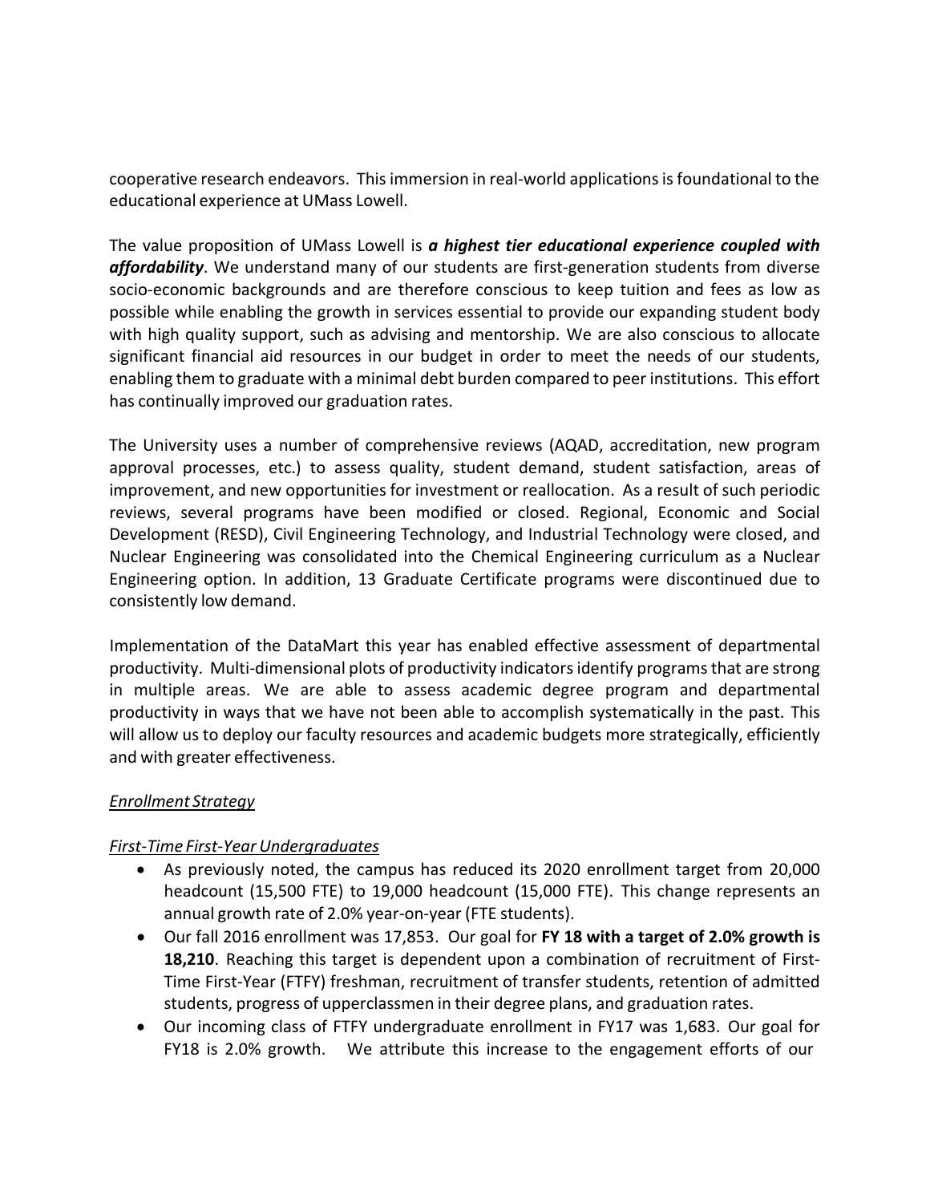cooperative research endeavors. This immersion in real-world applications is foundational to the educational experience at UMass Lowell.

The value proposition of UMass Lowell is ***a highest tier educational experience coupled with affordability***. We understand many of our students are first-generation students from diverse socio-economic backgrounds and are therefore conscious to keep tuition and fees as low as possible while enabling the growth in services essential to provide our expanding student body with high quality support, such as advising and mentorship. We are also conscious to allocate significant financial aid resources in our budget in order to meet the needs of our students, enabling them to graduate with a minimal debt burden compared to peer institutions. This effort has continually improved our graduation rates.

The University uses a number of comprehensive reviews (AQAD, accreditation, new program approval processes, etc.) to assess quality, student demand, student satisfaction, areas of improvement, and new opportunities for investment or reallocation. As a result of such periodic reviews, several programs have been modified or closed. Regional, Economic and Social Development (RESD), Civil Engineering Technology, and Industrial Technology were closed, and Nuclear Engineering was consolidated into the Chemical Engineering curriculum as a Nuclear Engineering option. In addition, 13 Graduate Certificate programs were discontinued due to consistently low demand.

Implementation of the DataMart this year has enabled effective assessment of departmental productivity. Multi-dimensional plots of productivity indicators identify programs that are strong in multiple areas. We are able to assess academic degree program and departmental productivity in ways that we have not been able to accomplish systematically in the past. This will allow us to deploy our faculty resources and academic budgets more strategically, efficiently and with greater effectiveness.

*Enrollment Strategy*

*First-Time First-Year Undergraduates*

- As previously noted, the campus has reduced its 2020 enrollment target from 20,000 headcount (15,500 FTE) to 19,000 headcount (15,000 FTE). This change represents an annual growth rate of 2.0% year-on-year (FTE students).
- Our fall 2016 enrollment was 17,853. Our goal for **FY 18 with a target of 2.0% growth is 18,210**. Reaching this target is dependent upon a combination of recruitment of First-Time First-Year (FTFY) freshman, recruitment of transfer students, retention of admitted students, progress of upperclassmen in their degree plans, and graduation rates.
- Our incoming class of FTFY undergraduate enrollment in FY17 was 1,683. Our goal for FY18 is 2.0% growth. We attribute this increase to the engagement efforts of our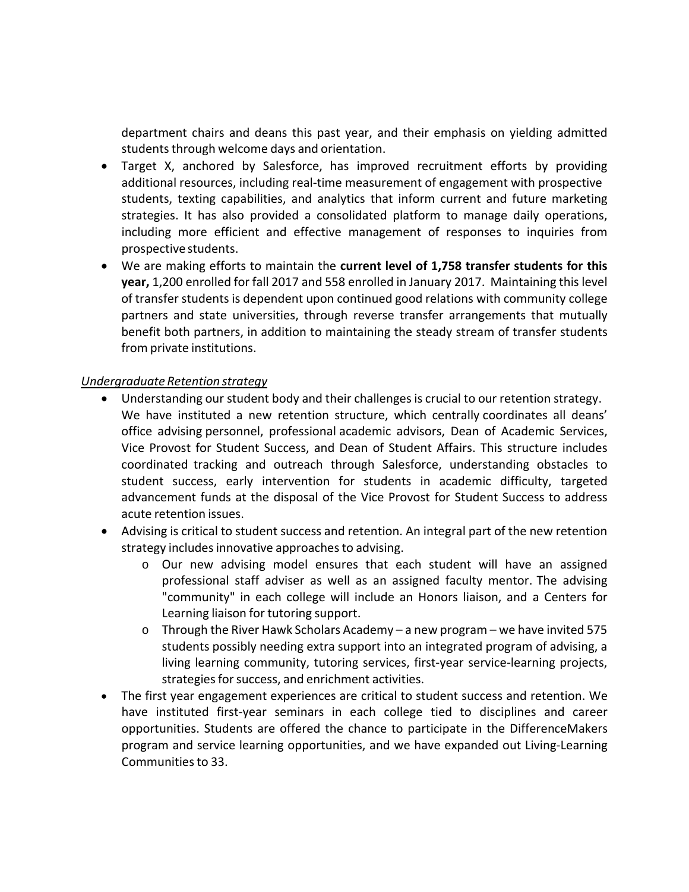department chairs and deans this past year, and their emphasis on yielding admitted students through welcome days and orientation.

- Target X, anchored by Salesforce, has improved recruitment efforts by providing additional resources, including real-time measurement of engagement with prospective students, texting capabilities, and analytics that inform current and future marketing strategies. It has also provided a consolidated platform to manage daily operations, including more efficient and effective management of responses to inquiries from prospective students.
- We are making efforts to maintain the **current level of 1,758 transfer students for this year,** 1,200 enrolled for fall 2017 and 558 enrolled in January 2017. Maintaining this level of transfer students is dependent upon continued good relations with community college partners and state universities, through reverse transfer arrangements that mutually benefit both partners, in addition to maintaining the steady stream of transfer students from private institutions.

*Undergraduate Retention strategy*

- Understanding our student body and their challenges is crucial to our retention strategy. We have instituted a new retention structure, which centrally coordinates all deans' office advising personnel, professional academic advisors, Dean of Academic Services, Vice Provost for Student Success, and Dean of Student Affairs. This structure includes coordinated tracking and outreach through Salesforce, understanding obstacles to student success, early intervention for students in academic difficulty, targeted advancement funds at the disposal of the Vice Provost for Student Success to address acute retention issues.
- Advising is critical to student success and retention. An integral part of the new retention strategy includes innovative approaches to advising.
  - Our new advising model ensures that each student will have an assigned professional staff adviser as well as an assigned faculty mentor. The advising "community" in each college will include an Honors liaison, and a Centers for Learning liaison for tutoring support.
  - Through the River Hawk Scholars Academy – a new program – we have invited 575 students possibly needing extra support into an integrated program of advising, a living learning community, tutoring services, first-year service-learning projects, strategies for success, and enrichment activities.
- The first year engagement experiences are critical to student success and retention. We have instituted first-year seminars in each college tied to disciplines and career opportunities. Students are offered the chance to participate in the DifferenceMakers program and service learning opportunities, and we have expanded out Living-Learning Communities to 33.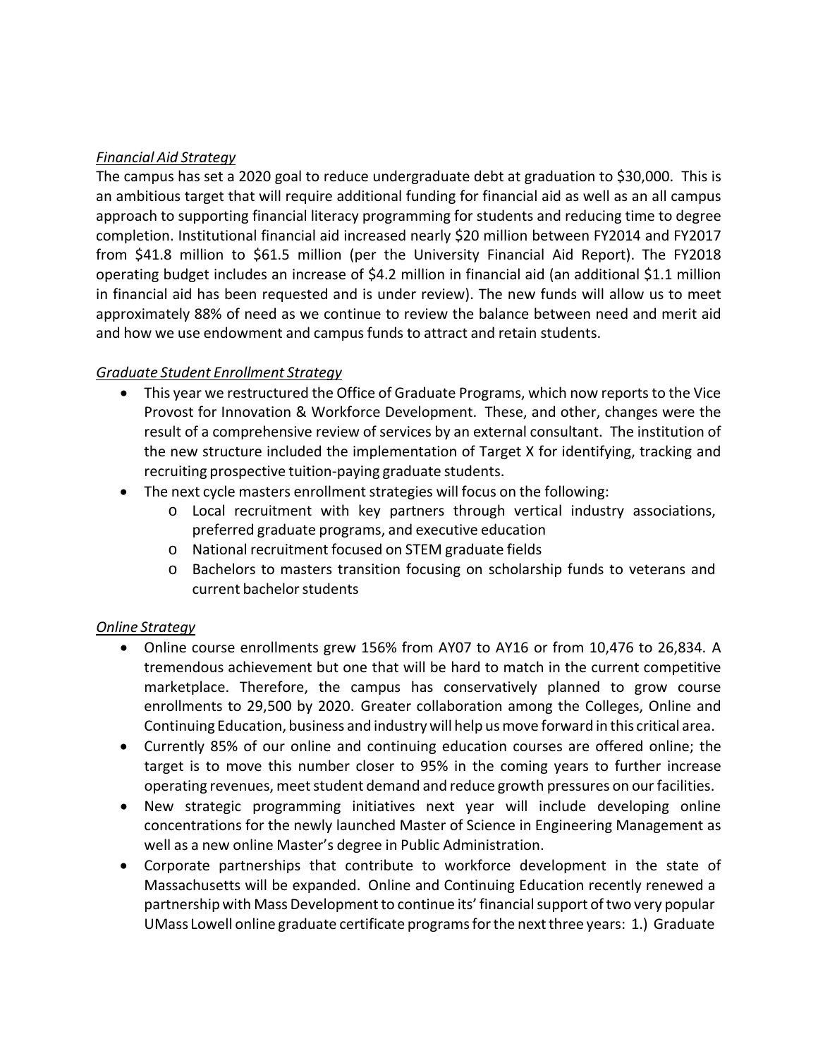*Financial Aid Strategy*

The campus has set a 2020 goal to reduce undergraduate debt at graduation to $30,000. This is an ambitious target that will require additional funding for financial aid as well as an all campus approach to supporting financial literacy programming for students and reducing time to degree completion. Institutional financial aid increased nearly $20 million between FY2014 and FY2017 from $41.8 million to $61.5 million (per the University Financial Aid Report). The FY2018 operating budget includes an increase of $4.2 million in financial aid (an additional $1.1 million in financial aid has been requested and is under review). The new funds will allow us to meet approximately 88% of need as we continue to review the balance between need and merit aid and how we use endowment and campus funds to attract and retain students.

*Graduate Student Enrollment Strategy*

- This year we restructured the Office of Graduate Programs, which now reports to the Vice Provost for Innovation & Workforce Development. These, and other, changes were the result of a comprehensive review of services by an external consultant. The institution of the new structure included the implementation of Target X for identifying, tracking and recruiting prospective tuition-paying graduate students.
- The next cycle masters enrollment strategies will focus on the following:
  - Local recruitment with key partners through vertical industry associations, preferred graduate programs, and executive education
  - National recruitment focused on STEM graduate fields
  - Bachelors to masters transition focusing on scholarship funds to veterans and current bachelor students

*Online Strategy*

- Online course enrollments grew 156% from AY07 to AY16 or from 10,476 to 26,834. A tremendous achievement but one that will be hard to match in the current competitive marketplace. Therefore, the campus has conservatively planned to grow course enrollments to 29,500 by 2020. Greater collaboration among the Colleges, Online and Continuing Education, business and industry will help us move forward in this critical area.
- Currently 85% of our online and continuing education courses are offered online; the target is to move this number closer to 95% in the coming years to further increase operating revenues, meet student demand and reduce growth pressures on our facilities.
- New strategic programming initiatives next year will include developing online concentrations for the newly launched Master of Science in Engineering Management as well as a new online Master's degree in Public Administration.
- Corporate partnerships that contribute to workforce development in the state of Massachusetts will be expanded. Online and Continuing Education recently renewed a partnership with Mass Development to continue its' financial support of two very popular UMass Lowell online graduate certificate programs for the next three years: 1.) Graduate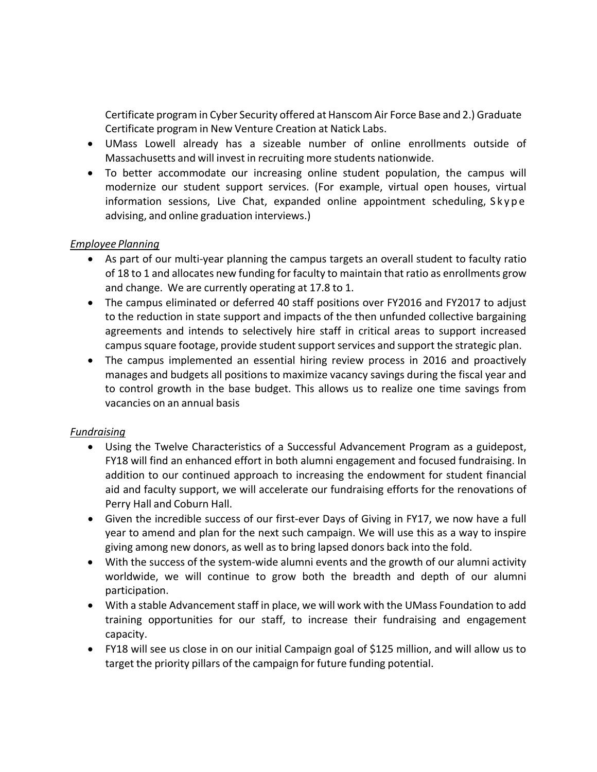Certificate program in Cyber Security offered at Hanscom Air Force Base and 2.) Graduate Certificate program in New Venture Creation at Natick Labs.

- UMass Lowell already has a sizeable number of online enrollments outside of Massachusetts and will invest in recruiting more students nationwide.
- To better accommodate our increasing online student population, the campus will modernize our student support services. (For example, virtual open houses, virtual information sessions, Live Chat, expanded online appointment scheduling, Skype advising, and online graduation interviews.)

*Employee Planning*

- As part of our multi-year planning the campus targets an overall student to faculty ratio of 18 to 1 and allocates new funding for faculty to maintain that ratio as enrollments grow and change. We are currently operating at 17.8 to 1.
- The campus eliminated or deferred 40 staff positions over FY2016 and FY2017 to adjust to the reduction in state support and impacts of the then unfunded collective bargaining agreements and intends to selectively hire staff in critical areas to support increased campus square footage, provide student support services and support the strategic plan.
- The campus implemented an essential hiring review process in 2016 and proactively manages and budgets all positions to maximize vacancy savings during the fiscal year and to control growth in the base budget. This allows us to realize one time savings from vacancies on an annual basis

*Fundraising*

- Using the Twelve Characteristics of a Successful Advancement Program as a guidepost, FY18 will find an enhanced effort in both alumni engagement and focused fundraising. In addition to our continued approach to increasing the endowment for student financial aid and faculty support, we will accelerate our fundraising efforts for the renovations of Perry Hall and Coburn Hall.
- Given the incredible success of our first-ever Days of Giving in FY17, we now have a full year to amend and plan for the next such campaign. We will use this as a way to inspire giving among new donors, as well as to bring lapsed donors back into the fold.
- With the success of the system-wide alumni events and the growth of our alumni activity worldwide, we will continue to grow both the breadth and depth of our alumni participation.
- With a stable Advancement staff in place, we will work with the UMass Foundation to add training opportunities for our staff, to increase their fundraising and engagement capacity.
- FY18 will see us close in on our initial Campaign goal of $125 million, and will allow us to target the priority pillars of the campaign for future funding potential.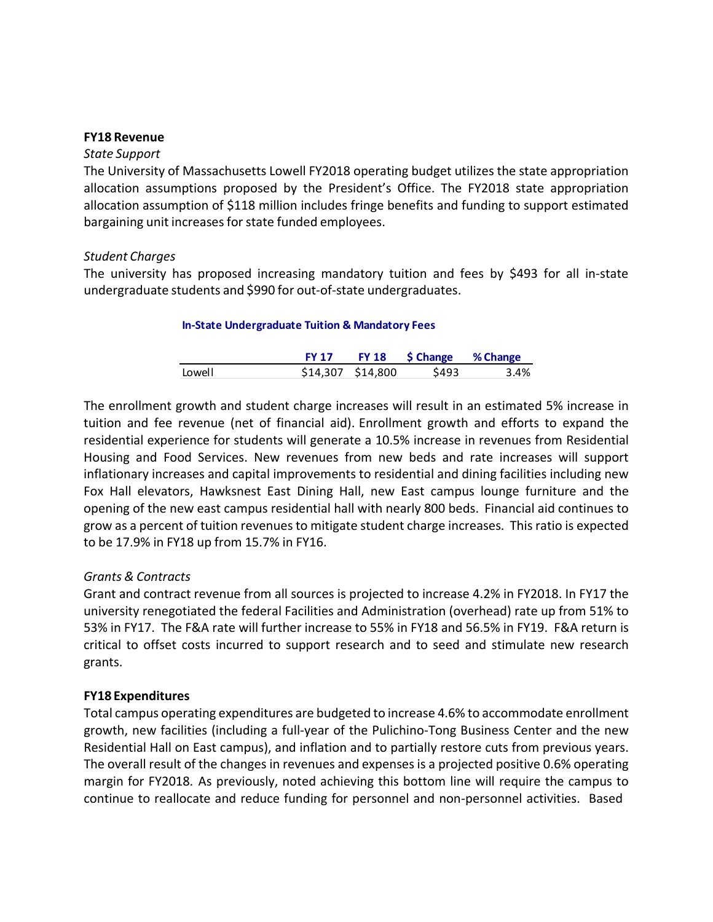**FY18 Revenue**

*State Support*

The University of Massachusetts Lowell FY2018 operating budget utilizes the state appropriation allocation assumptions proposed by the President's Office. The FY2018 state appropriation allocation assumption of $118 million includes fringe benefits and funding to support estimated bargaining unit increases for state funded employees.

*Student Charges*

The university has proposed increasing mandatory tuition and fees by $493 for all in-state undergraduate students and $990 for out-of-state undergraduates.

**In-State Undergraduate Tuition & Mandatory Fees**

| | FY 17 | FY 18 | $ Change | % Change |
|---|---|---|---|---|
| Lowell | $14,307 | $14,800 | $493 | 3.4% |

The enrollment growth and student charge increases will result in an estimated 5% increase in tuition and fee revenue (net of financial aid). Enrollment growth and efforts to expand the residential experience for students will generate a 10.5% increase in revenues from Residential Housing and Food Services. New revenues from new beds and rate increases will support inflationary increases and capital improvements to residential and dining facilities including new Fox Hall elevators, Hawksnest East Dining Hall, new East campus lounge furniture and the opening of the new east campus residential hall with nearly 800 beds. Financial aid continues to grow as a percent of tuition revenues to mitigate student charge increases. This ratio is expected to be 17.9% in FY18 up from 15.7% in FY16.

*Grants & Contracts*

Grant and contract revenue from all sources is projected to increase 4.2% in FY2018. In FY17 the university renegotiated the federal Facilities and Administration (overhead) rate up from 51% to 53% in FY17. The F&A rate will further increase to 55% in FY18 and 56.5% in FY19. F&A return is critical to offset costs incurred to support research and to seed and stimulate new research grants.

**FY18 Expenditures**

Total campus operating expenditures are budgeted to increase 4.6% to accommodate enrollment growth, new facilities (including a full-year of the Pulichino-Tong Business Center and the new Residential Hall on East campus), and inflation and to partially restore cuts from previous years. The overall result of the changes in revenues and expenses is a projected positive 0.6% operating margin for FY2018. As previously, noted achieving this bottom line will require the campus to continue to reallocate and reduce funding for personnel and non-personnel activities. Based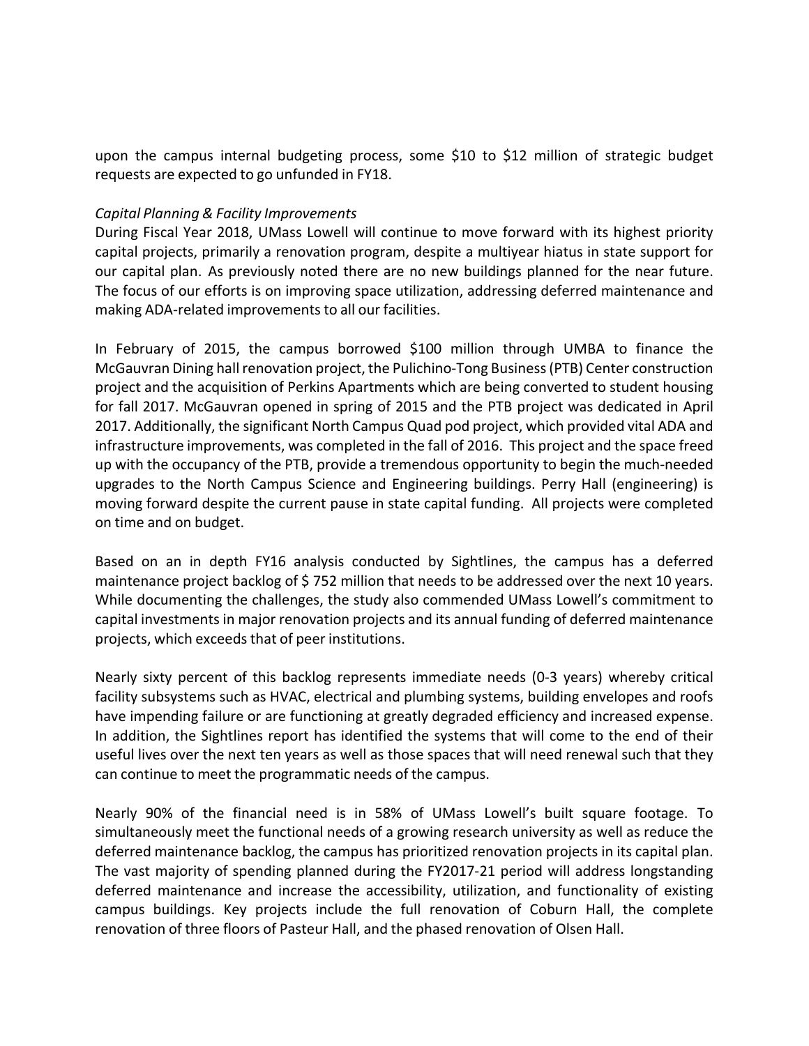upon the campus internal budgeting process, some $10 to $12 million of strategic budget requests are expected to go unfunded in FY18.

*Capital Planning & Facility Improvements*

During Fiscal Year 2018, UMass Lowell will continue to move forward with its highest priority capital projects, primarily a renovation program, despite a multiyear hiatus in state support for our capital plan. As previously noted there are no new buildings planned for the near future. The focus of our efforts is on improving space utilization, addressing deferred maintenance and making ADA-related improvements to all our facilities.

In February of 2015, the campus borrowed $100 million through UMBA to finance the McGauvran Dining hall renovation project, the Pulichino-Tong Business (PTB) Center construction project and the acquisition of Perkins Apartments which are being converted to student housing for fall 2017. McGauvran opened in spring of 2015 and the PTB project was dedicated in April 2017. Additionally, the significant North Campus Quad pod project, which provided vital ADA and infrastructure improvements, was completed in the fall of 2016. This project and the space freed up with the occupancy of the PTB, provide a tremendous opportunity to begin the much-needed upgrades to the North Campus Science and Engineering buildings. Perry Hall (engineering) is moving forward despite the current pause in state capital funding. All projects were completed on time and on budget.

Based on an in depth FY16 analysis conducted by Sightlines, the campus has a deferred maintenance project backlog of $ 752 million that needs to be addressed over the next 10 years. While documenting the challenges, the study also commended UMass Lowell's commitment to capital investments in major renovation projects and its annual funding of deferred maintenance projects, which exceeds that of peer institutions.

Nearly sixty percent of this backlog represents immediate needs (0-3 years) whereby critical facility subsystems such as HVAC, electrical and plumbing systems, building envelopes and roofs have impending failure or are functioning at greatly degraded efficiency and increased expense. In addition, the Sightlines report has identified the systems that will come to the end of their useful lives over the next ten years as well as those spaces that will need renewal such that they can continue to meet the programmatic needs of the campus.

Nearly 90% of the financial need is in 58% of UMass Lowell's built square footage. To simultaneously meet the functional needs of a growing research university as well as reduce the deferred maintenance backlog, the campus has prioritized renovation projects in its capital plan. The vast majority of spending planned during the FY2017-21 period will address longstanding deferred maintenance and increase the accessibility, utilization, and functionality of existing campus buildings. Key projects include the full renovation of Coburn Hall, the complete renovation of three floors of Pasteur Hall, and the phased renovation of Olsen Hall.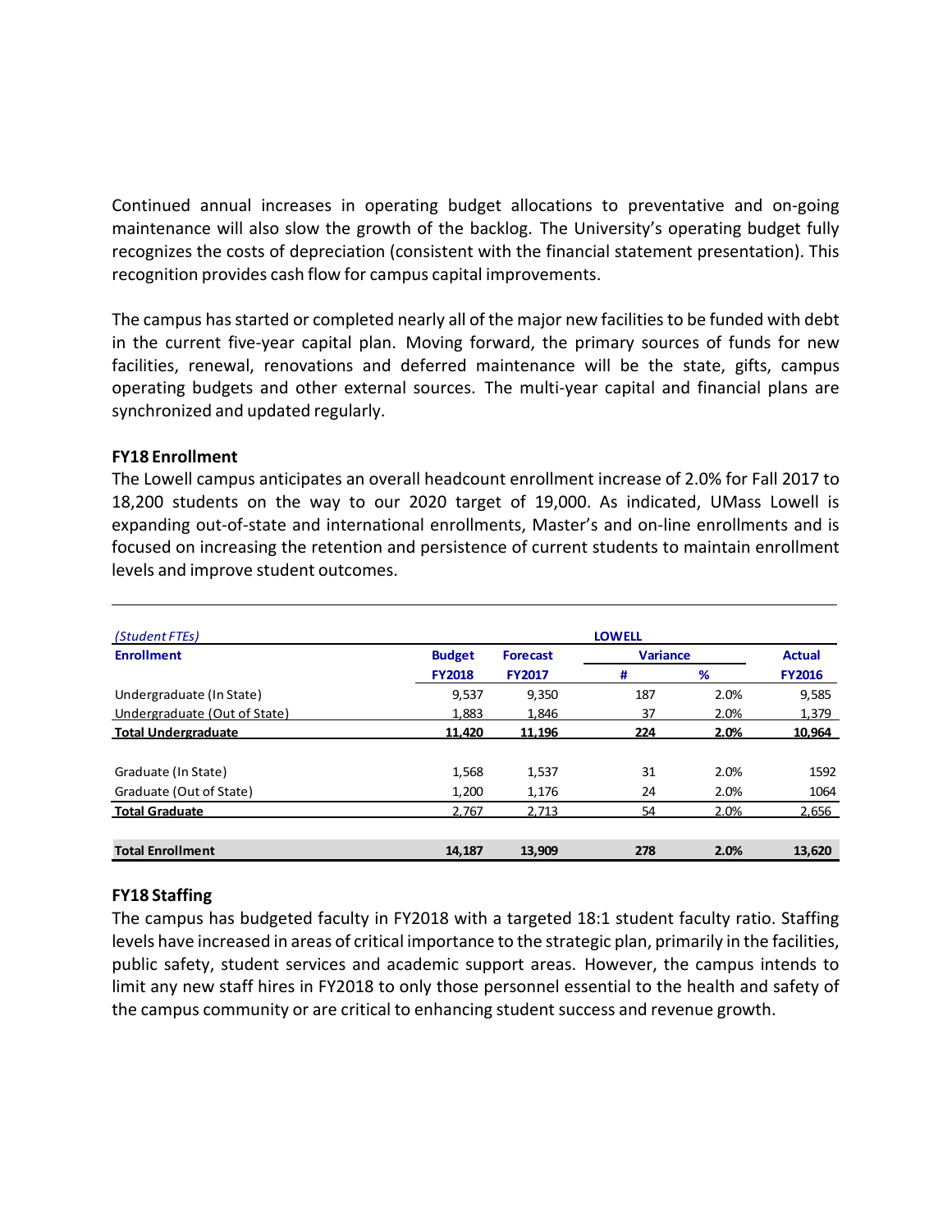Continued annual increases in operating budget allocations to preventative and on-going maintenance will also slow the growth of the backlog. The University's operating budget fully recognizes the costs of depreciation (consistent with the financial statement presentation). This recognition provides cash flow for campus capital improvements.

The campus has started or completed nearly all of the major new facilities to be funded with debt in the current five-year capital plan. Moving forward, the primary sources of funds for new facilities, renewal, renovations and deferred maintenance will be the state, gifts, campus operating budgets and other external sources. The multi-year capital and financial plans are synchronized and updated regularly.

**FY18 Enrollment**

The Lowell campus anticipates an overall headcount enrollment increase of 2.0% for Fall 2017 to 18,200 students on the way to our 2020 target of 19,000. As indicated, UMass Lowell is expanding out-of-state and international enrollments, Master's and on-line enrollments and is focused on increasing the retention and persistence of current students to maintain enrollment levels and improve student outcomes.

| *(Student FTEs)* | LOWELL | | | | |
|---|---|---|---|---|---|
| **Enrollment** | **Budget** | **Forecast** | **Variance** | | **Actual** |
| | **FY2018** | **FY2017** | **#** | **%** | **FY2016** |
| Undergraduate (In State) | 9,537 | 9,350 | 187 | 2.0% | 9,585 |
| Undergraduate (Out of State) | 1,883 | 1,846 | 37 | 2.0% | 1,379 |
| **Total Undergraduate** | **11,420** | **11,196** | **224** | **2.0%** | **10,964** |
| Graduate (In State) | 1,568 | 1,537 | 31 | 2.0% | 1592 |
| Graduate (Out of State) | 1,200 | 1,176 | 24 | 2.0% | 1064 |
| **Total Graduate** | 2,767 | 2,713 | 54 | 2.0% | 2,656 |
| **Total Enrollment** | **14,187** | **13,909** | **278** | **2.0%** | **13,620** |

**FY18 Staffing**

The campus has budgeted faculty in FY2018 with a targeted 18:1 student faculty ratio. Staffing levels have increased in areas of critical importance to the strategic plan, primarily in the facilities, public safety, student services and academic support areas. However, the campus intends to limit any new staff hires in FY2018 to only those personnel essential to the health and safety of the campus community or are critical to enhancing student success and revenue growth.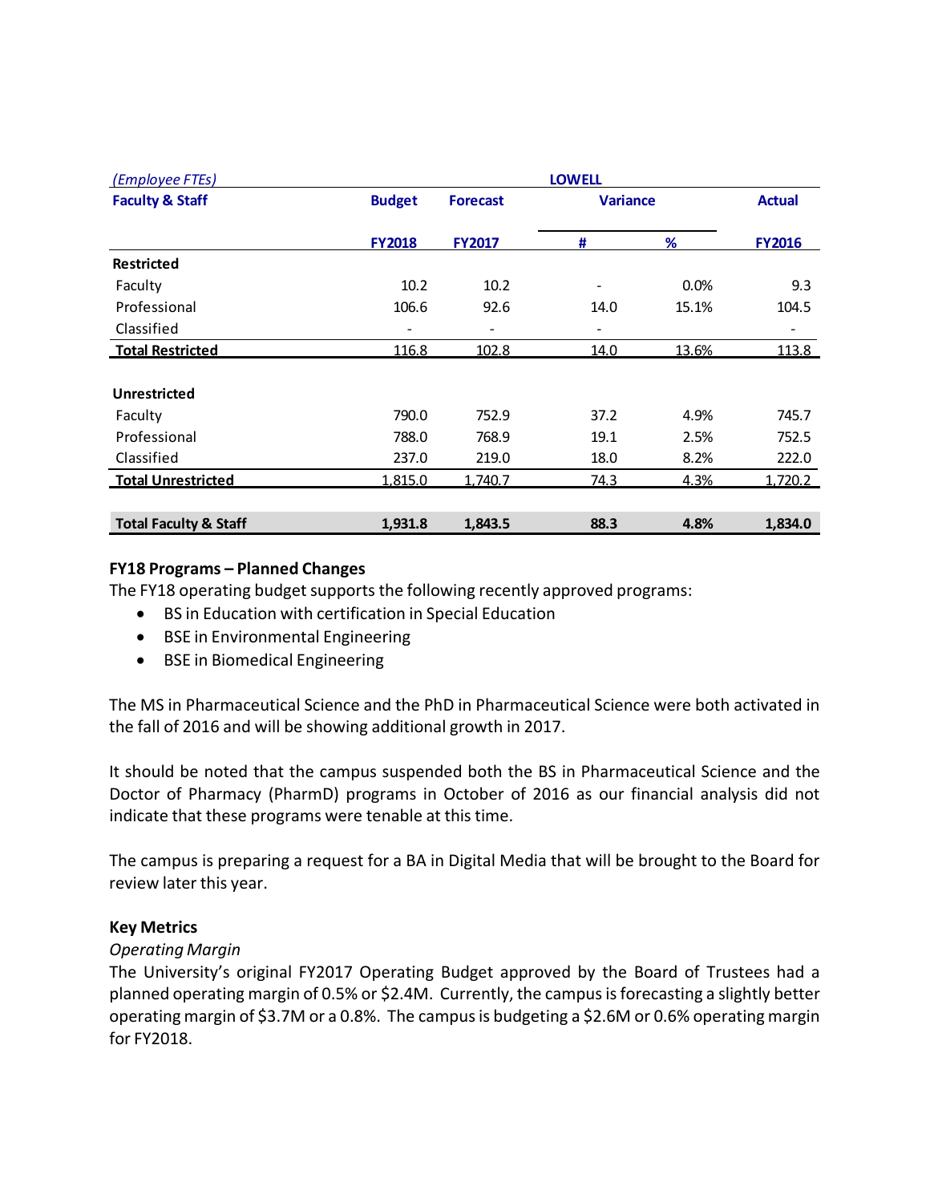| *(Employee FTEs)* | LOWELL | | | | |
|---|---|---|---|---|---|
| **Faculty & Staff** | **Budget** | **Forecast** | **Variance** | | **Actual** |
| | **FY2018** | **FY2017** | **#** | **%** | **FY2016** |
| **Restricted** | | | | | |
| Faculty | 10.2 | 10.2 | - | 0.0% | 9.3 |
| Professional | 106.6 | 92.6 | 14.0 | 15.1% | 104.5 |
| Classified | - | - | - | | - |
| **Total Restricted** | 116.8 | 102.8 | 14.0 | 13.6% | 113.8 |
| **Unrestricted** | | | | | |
| Faculty | 790.0 | 752.9 | 37.2 | 4.9% | 745.7 |
| Professional | 788.0 | 768.9 | 19.1 | 2.5% | 752.5 |
| Classified | 237.0 | 219.0 | 18.0 | 8.2% | 222.0 |
| **Total Unrestricted** | 1,815.0 | 1,740.7 | 74.3 | 4.3% | 1,720.2 |
| **Total Faculty & Staff** | **1,931.8** | **1,843.5** | **88.3** | **4.8%** | **1,834.0** |

**FY18 Programs – Planned Changes**

The FY18 operating budget supports the following recently approved programs:

- BS in Education with certification in Special Education
- BSE in Environmental Engineering
- BSE in Biomedical Engineering

The MS in Pharmaceutical Science and the PhD in Pharmaceutical Science were both activated in the fall of 2016 and will be showing additional growth in 2017.

It should be noted that the campus suspended both the BS in Pharmaceutical Science and the Doctor of Pharmacy (PharmD) programs in October of 2016 as our financial analysis did not indicate that these programs were tenable at this time.

The campus is preparing a request for a BA in Digital Media that will be brought to the Board for review later this year.

**Key Metrics**

*Operating Margin*

The University's original FY2017 Operating Budget approved by the Board of Trustees had a planned operating margin of 0.5% or $2.4M. Currently, the campus is forecasting a slightly better operating margin of $3.7M or a 0.8%. The campus is budgeting a $2.6M or 0.6% operating margin for FY2018.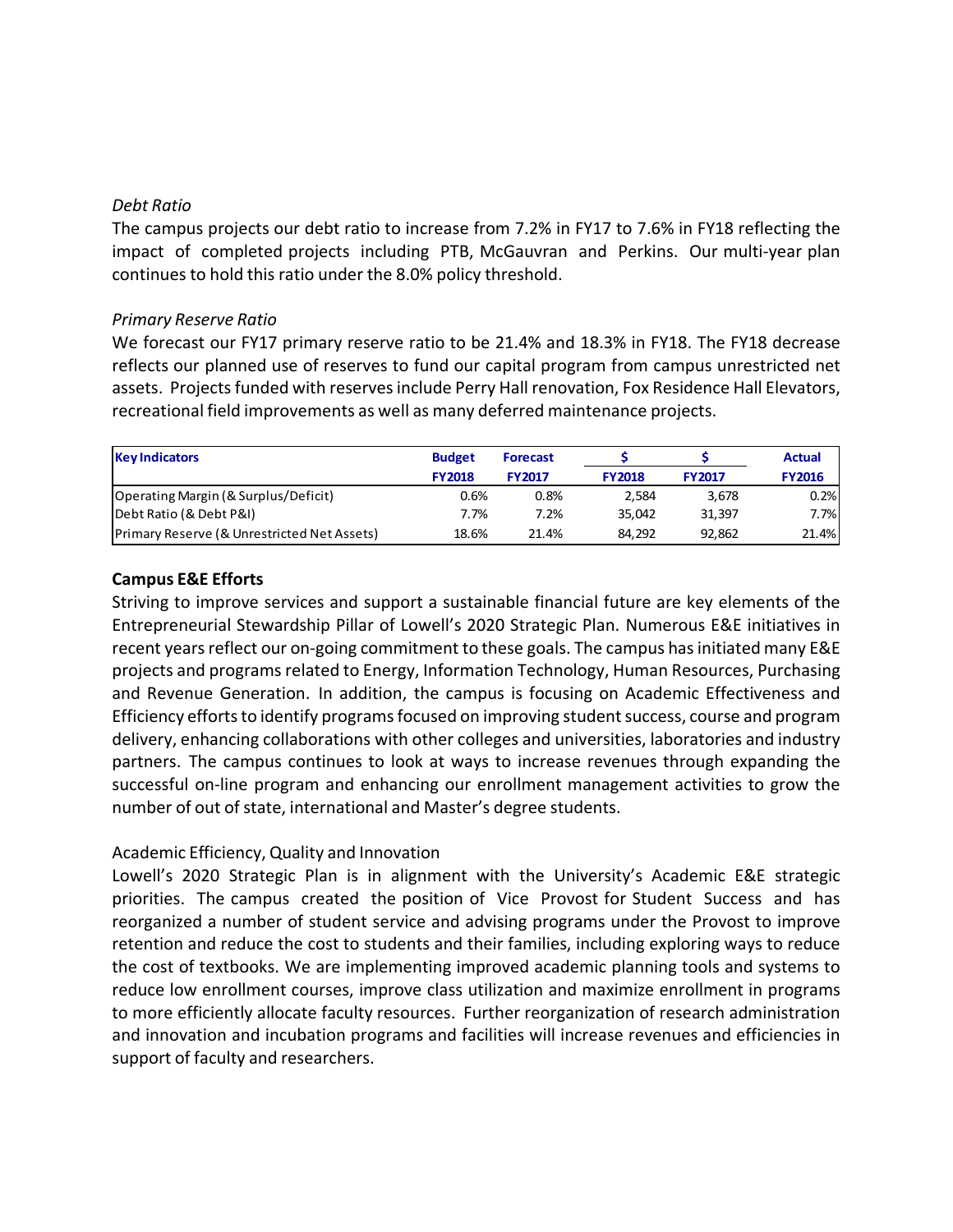*Debt Ratio*

The campus projects our debt ratio to increase from 7.2% in FY17 to 7.6% in FY18 reflecting the impact of completed projects including PTB, McGauvran and Perkins. Our multi-year plan continues to hold this ratio under the 8.0% policy threshold.

*Primary Reserve Ratio*

We forecast our FY17 primary reserve ratio to be 21.4% and 18.3% in FY18. The FY18 decrease reflects our planned use of reserves to fund our capital program from campus unrestricted net assets. Projects funded with reserves include Perry Hall renovation, Fox Residence Hall Elevators, recreational field improvements as well as many deferred maintenance projects.

| Key Indicators | Budget FY2018 | Forecast FY2017 | $ FY2018 | $ FY2017 | Actual FY2016 |
|---|---|---|---|---|---|
| Operating Margin (& Surplus/Deficit) | 0.6% | 0.8% | 2,584 | 3,678 | 0.2% |
| Debt Ratio (& Debt P&I) | 7.7% | 7.2% | 35,042 | 31,397 | 7.7% |
| Primary Reserve (& Unrestricted Net Assets) | 18.6% | 21.4% | 84,292 | 92,862 | 21.4% |

**Campus E&E Efforts**

Striving to improve services and support a sustainable financial future are key elements of the Entrepreneurial Stewardship Pillar of Lowell's 2020 Strategic Plan. Numerous E&E initiatives in recent years reflect our on-going commitment to these goals. The campus has initiated many E&E projects and programs related to Energy, Information Technology, Human Resources, Purchasing and Revenue Generation. In addition, the campus is focusing on Academic Effectiveness and Efficiency efforts to identify programs focused on improving student success, course and program delivery, enhancing collaborations with other colleges and universities, laboratories and industry partners. The campus continues to look at ways to increase revenues through expanding the successful on-line program and enhancing our enrollment management activities to grow the number of out of state, international and Master's degree students.

Academic Efficiency, Quality and Innovation

Lowell's 2020 Strategic Plan is in alignment with the University's Academic E&E strategic priorities. The campus created the position of Vice Provost for Student Success and has reorganized a number of student service and advising programs under the Provost to improve retention and reduce the cost to students and their families, including exploring ways to reduce the cost of textbooks. We are implementing improved academic planning tools and systems to reduce low enrollment courses, improve class utilization and maximize enrollment in programs to more efficiently allocate faculty resources. Further reorganization of research administration and innovation and incubation programs and facilities will increase revenues and efficiencies in support of faculty and researchers.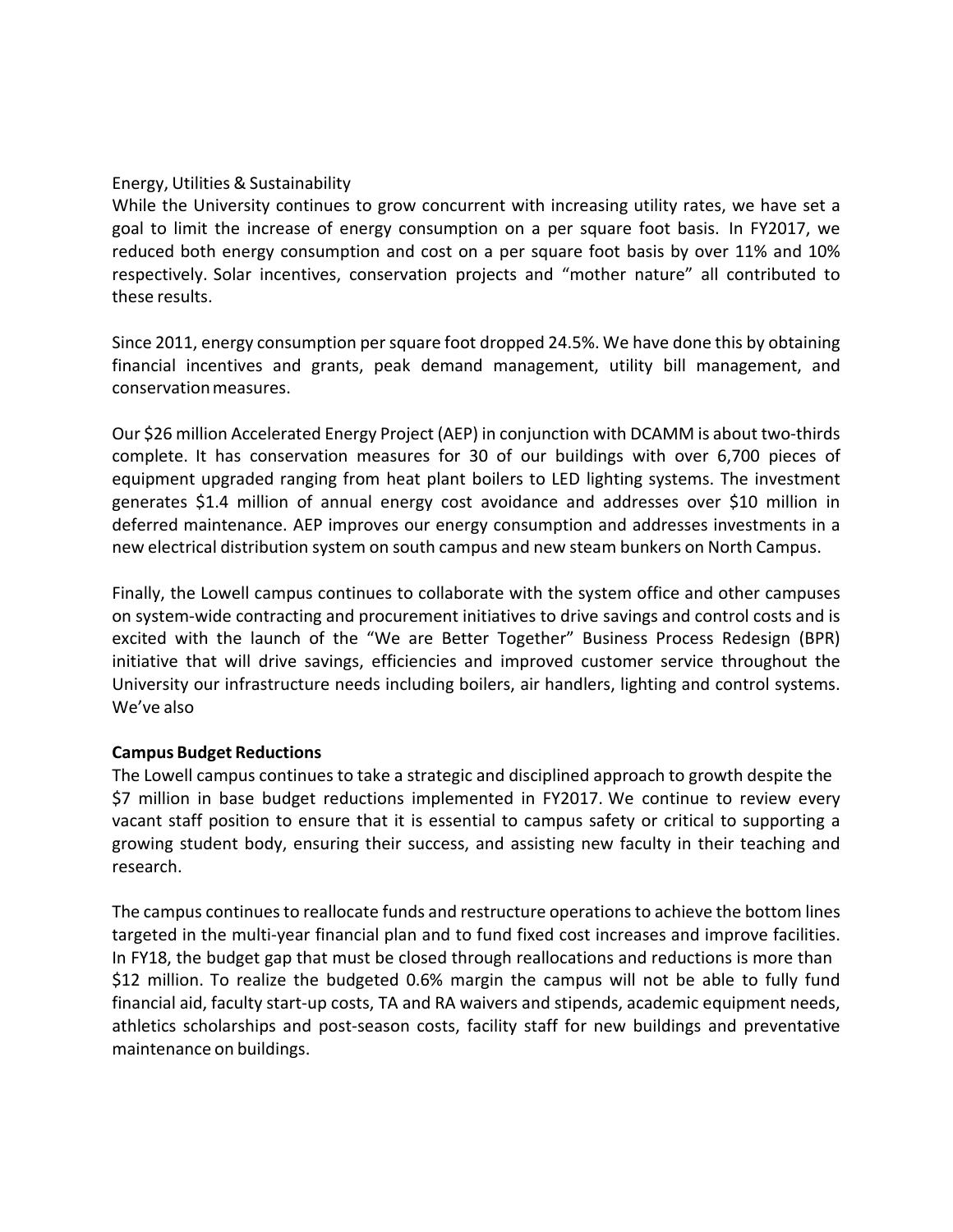Energy, Utilities & Sustainability

While the University continues to grow concurrent with increasing utility rates, we have set a goal to limit the increase of energy consumption on a per square foot basis. In FY2017, we reduced both energy consumption and cost on a per square foot basis by over 11% and 10% respectively. Solar incentives, conservation projects and "mother nature" all contributed to these results.

Since 2011, energy consumption per square foot dropped 24.5%. We have done this by obtaining financial incentives and grants, peak demand management, utility bill management, and conservation measures.

Our $26 million Accelerated Energy Project (AEP) in conjunction with DCAMM is about two-thirds complete. It has conservation measures for 30 of our buildings with over 6,700 pieces of equipment upgraded ranging from heat plant boilers to LED lighting systems. The investment generates $1.4 million of annual energy cost avoidance and addresses over $10 million in deferred maintenance. AEP improves our energy consumption and addresses investments in a new electrical distribution system on south campus and new steam bunkers on North Campus.

Finally, the Lowell campus continues to collaborate with the system office and other campuses on system-wide contracting and procurement initiatives to drive savings and control costs and is excited with the launch of the "We are Better Together" Business Process Redesign (BPR) initiative that will drive savings, efficiencies and improved customer service throughout the University our infrastructure needs including boilers, air handlers, lighting and control systems. We've also

**Campus Budget Reductions**

The Lowell campus continues to take a strategic and disciplined approach to growth despite the $7 million in base budget reductions implemented in FY2017. We continue to review every vacant staff position to ensure that it is essential to campus safety or critical to supporting a growing student body, ensuring their success, and assisting new faculty in their teaching and research.

The campus continues to reallocate funds and restructure operations to achieve the bottom lines targeted in the multi-year financial plan and to fund fixed cost increases and improve facilities. In FY18, the budget gap that must be closed through reallocations and reductions is more than $12 million. To realize the budgeted 0.6% margin the campus will not be able to fully fund financial aid, faculty start-up costs, TA and RA waivers and stipends, academic equipment needs, athletics scholarships and post-season costs, facility staff for new buildings and preventative maintenance on buildings.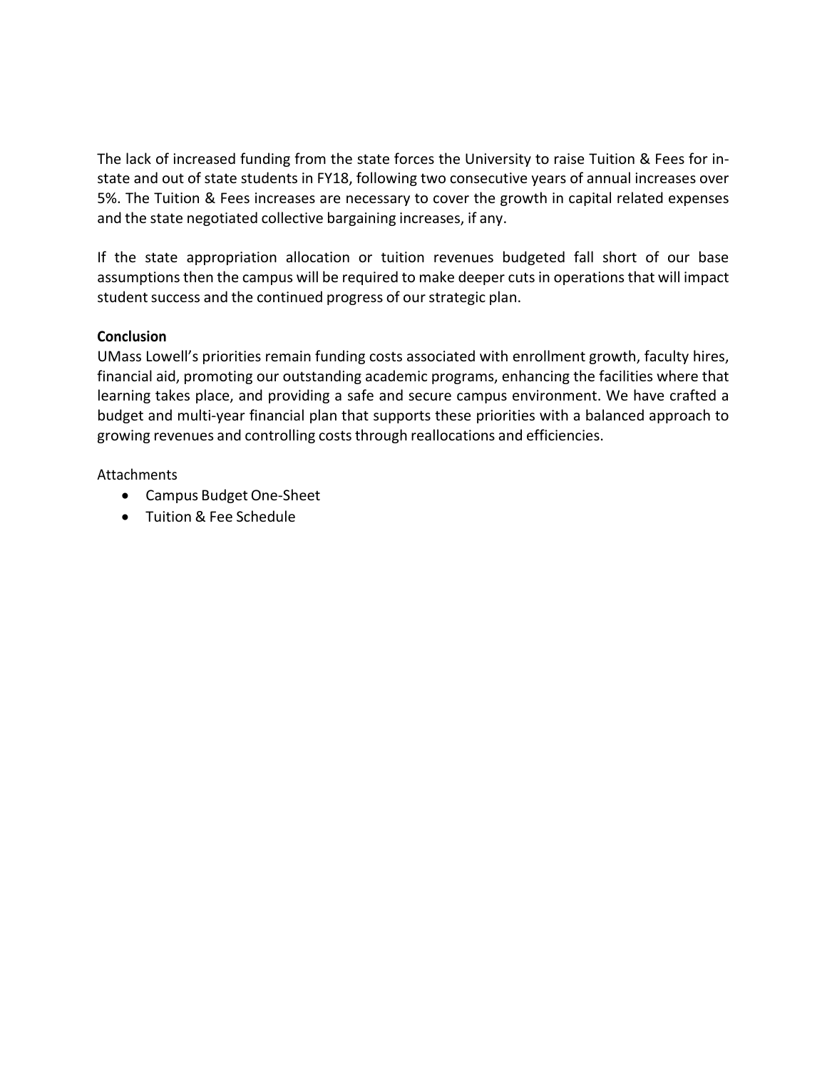The lack of increased funding from the state forces the University to raise Tuition & Fees for in-state and out of state students in FY18, following two consecutive years of annual increases over 5%. The Tuition & Fees increases are necessary to cover the growth in capital related expenses and the state negotiated collective bargaining increases, if any.

If the state appropriation allocation or tuition revenues budgeted fall short of our base assumptions then the campus will be required to make deeper cuts in operations that will impact student success and the continued progress of our strategic plan.

**Conclusion**

UMass Lowell's priorities remain funding costs associated with enrollment growth, faculty hires, financial aid, promoting our outstanding academic programs, enhancing the facilities where that learning takes place, and providing a safe and secure campus environment. We have crafted a budget and multi-year financial plan that supports these priorities with a balanced approach to growing revenues and controlling costs through reallocations and efficiencies.

Attachments

- Campus Budget One-Sheet
- Tuition & Fee Schedule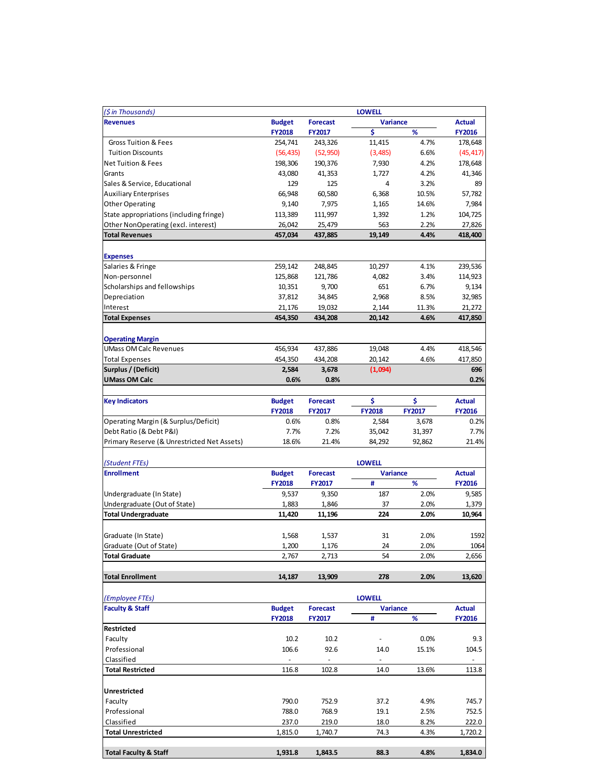| ($ in Thousands) | | | LOWELL | | |
|---|---|---|---|---|---|
| **Revenues** | **Budget** | **Forecast** | **Variance** | | **Actual** |
| | **FY2018** | **FY2017** | **$** | **%** | **FY2016** |
| Gross Tuition & Fees | 254,741 | 243,326 | 11,415 | 4.7% | 178,648 |
| Tuition Discounts | (56,435) | (52,950) | (3,485) | 6.6% | (45,417) |
| Net Tuition & Fees | 198,306 | 190,376 | 7,930 | 4.2% | 178,648 |
| Grants | 43,080 | 41,353 | 1,727 | 4.2% | 41,346 |
| Sales & Service, Educational | 129 | 125 | 4 | 3.2% | 89 |
| Auxiliary Enterprises | 66,948 | 60,580 | 6,368 | 10.5% | 57,782 |
| Other Operating | 9,140 | 7,975 | 1,165 | 14.6% | 7,984 |
| State appropriations (including fringe) | 113,389 | 111,997 | 1,392 | 1.2% | 104,725 |
| Other NonOperating (excl. interest) | 26,042 | 25,479 | 563 | 2.2% | 27,826 |
| **Total Revenues** | **457,034** | **437,885** | **19,149** | **4.4%** | **418,400** |
| | | | | | |
| **Expenses** | | | | | |
| Salaries & Fringe | 259,142 | 248,845 | 10,297 | 4.1% | 239,536 |
| Non-personnel | 125,868 | 121,786 | 4,082 | 3.4% | 114,923 |
| Scholarships and fellowships | 10,351 | 9,700 | 651 | 6.7% | 9,134 |
| Depreciation | 37,812 | 34,845 | 2,968 | 8.5% | 32,985 |
| Interest | 21,176 | 19,032 | 2,144 | 11.3% | 21,272 |
| **Total Expenses** | **454,350** | **434,208** | **20,142** | **4.6%** | **417,850** |
| | | | | | |
| **Operating Margin** | | | | | |
| UMass OM Calc Revenues | 456,934 | 437,886 | 19,048 | 4.4% | 418,546 |
| Total Expenses | 454,350 | 434,208 | 20,142 | 4.6% | 417,850 |
| **Surplus / (Deficit)** | **2,584** | **3,678** | **(1,094)** | | **696** |
| **UMass OM Calc** | **0.6%** | **0.8%** | | | **0.2%** |

| **Key Indicators** | **Budget** | **Forecast** | **$** | **$** | **Actual** |
|---|---|---|---|---|---|
| | **FY2018** | **FY2017** | **FY2018** | **FY2017** | **FY2016** |
| Operating Margin (& Surplus/Deficit) | 0.6% | 0.8% | 2,584 | 3,678 | 0.2% |
| Debt Ratio (& Debt P&I) | 7.7% | 7.2% | 35,042 | 31,397 | 7.7% |
| Primary Reserve (& Unrestricted Net Assets) | 18.6% | 21.4% | 84,292 | 92,862 | 21.4% |

| (Student FTEs) | | | LOWELL | | |
|---|---|---|---|---|---|
| **Enrollment** | **Budget** | **Forecast** | **Variance** | | **Actual** |
| | **FY2018** | **FY2017** | **#** | **%** | **FY2016** |
| Undergraduate (In State) | 9,537 | 9,350 | 187 | 2.0% | 9,585 |
| Undergraduate (Out of State) | 1,883 | 1,846 | 37 | 2.0% | 1,379 |
| **Total Undergraduate** | **11,420** | **11,196** | **224** | **2.0%** | **10,964** |
| | | | | | |
| Graduate (In State) | 1,568 | 1,537 | 31 | 2.0% | 1592 |
| Graduate (Out of State) | 1,200 | 1,176 | 24 | 2.0% | 1064 |
| **Total Graduate** | **2,767** | **2,713** | **54** | **2.0%** | **2,656** |
| | | | | | |
| **Total Enrollment** | **14,187** | **13,909** | **278** | **2.0%** | **13,620** |

| (Employee FTEs) | | | LOWELL | | |
|---|---|---|---|---|---|
| **Faculty & Staff** | **Budget** | **Forecast** | **Variance** | | **Actual** |
| | **FY2018** | **FY2017** | **#** | **%** | **FY2016** |
| **Restricted** | | | | | |
| Faculty | 10.2 | 10.2 | - | 0.0% | 9.3 |
| Professional | 106.6 | 92.6 | 14.0 | 15.1% | 104.5 |
| Classified | - | - | - | | - |
| **Total Restricted** | 116.8 | 102.8 | 14.0 | 13.6% | 113.8 |
| | | | | | |
| **Unrestricted** | | | | | |
| Faculty | 790.0 | 752.9 | 37.2 | 4.9% | 745.7 |
| Professional | 788.0 | 768.9 | 19.1 | 2.5% | 752.5 |
| Classified | 237.0 | 219.0 | 18.0 | 8.2% | 222.0 |
| **Total Unrestricted** | 1,815.0 | 1,740.7 | 74.3 | 4.3% | 1,720.2 |
| | | | | | |
| **Total Faculty & Staff** | **1,931.8** | **1,843.5** | **88.3** | **4.8%** | **1,834.0** |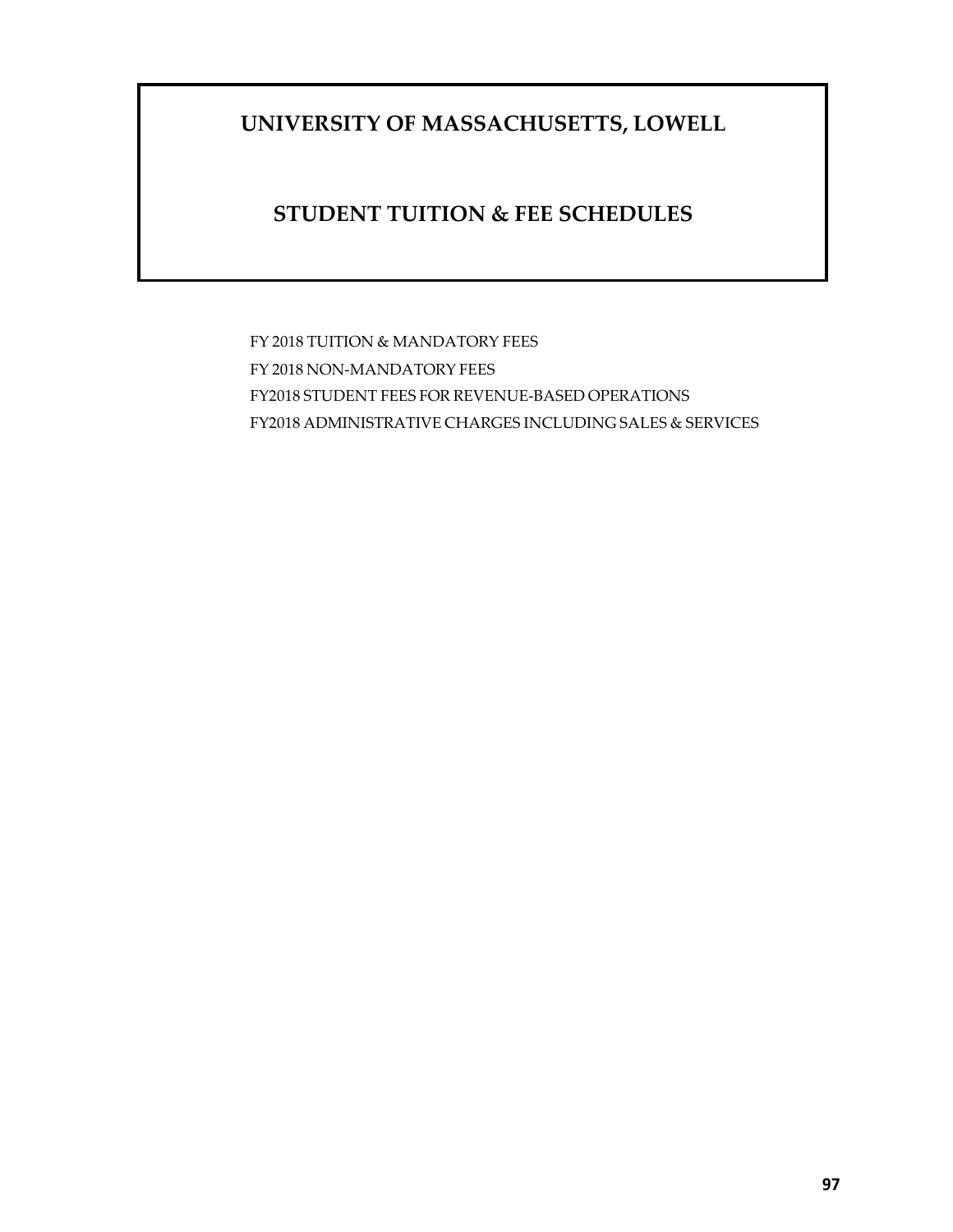# UNIVERSITY OF MASSACHUSETTS, LOWELL

## STUDENT TUITION & FEE SCHEDULES

FY 2018 TUITION & MANDATORY FEES

FY 2018 NON-MANDATORY FEES

FY2018 STUDENT FEES FOR REVENUE-BASED OPERATIONS

FY2018 ADMINISTRATIVE CHARGES INCLUDING SALES & SERVICES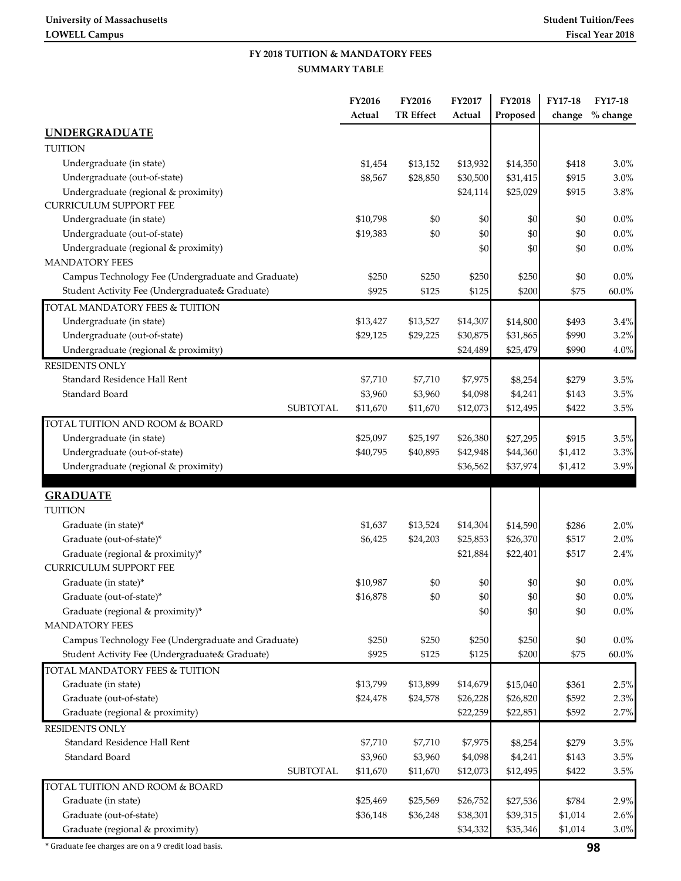**University of Massachusetts**
**LOWELL Campus**

**Student Tuition/Fees**
**Fiscal Year 2018**

**FY 2018 TUITION & MANDATORY FEES**
**SUMMARY TABLE**

| | FY2016 Actual | FY2016 TR Effect | FY2017 Actual | FY2018 Proposed | FY17-18 change | FY17-18 % change |
|---|---|---|---|---|---|---|
| **UNDERGRADUATE** | | | | | | |
| TUITION | | | | | | |
| Undergraduate (in state) | $1,454 | $13,152 | $13,932 | $14,350 | $418 | 3.0% |
| Undergraduate (out-of-state) | $8,567 | $28,850 | $30,500 | $31,415 | $915 | 3.0% |
| Undergraduate (regional & proximity) | | | $24,114 | $25,029 | $915 | 3.8% |
| CURRICULUM SUPPORT FEE | | | | | | |
| Undergraduate (in state) | $10,798 | $0 | $0 | $0 | $0 | 0.0% |
| Undergraduate (out-of-state) | $19,383 | $0 | $0 | $0 | $0 | 0.0% |
| Undergraduate (regional & proximity) | | | $0 | $0 | $0 | 0.0% |
| MANDATORY FEES | | | | | | |
| Campus Technology Fee (Undergraduate and Graduate) | $250 | $250 | $250 | $250 | $0 | 0.0% |
| Student Activity Fee (Undergraduate& Graduate) | $925 | $125 | $125 | $200 | $75 | 60.0% |
| TOTAL MANDATORY FEES & TUITION | | | | | | |
| Undergraduate (in state) | $13,427 | $13,527 | $14,307 | $14,800 | $493 | 3.4% |
| Undergraduate (out-of-state) | $29,125 | $29,225 | $30,875 | $31,865 | $990 | 3.2% |
| Undergraduate (regional & proximity) | | | $24,489 | $25,479 | $990 | 4.0% |
| RESIDENTS ONLY | | | | | | |
| Standard Residence Hall Rent | $7,710 | $7,710 | $7,975 | $8,254 | $279 | 3.5% |
| Standard Board | $3,960 | $3,960 | $4,098 | $4,241 | $143 | 3.5% |
| SUBTOTAL | $11,670 | $11,670 | $12,073 | $12,495 | $422 | 3.5% |
| TOTAL TUITION AND ROOM & BOARD | | | | | | |
| Undergraduate (in state) | $25,097 | $25,197 | $26,380 | $27,295 | $915 | 3.5% |
| Undergraduate (out-of-state) | $40,795 | $40,895 | $42,948 | $44,360 | $1,412 | 3.3% |
| Undergraduate (regional & proximity) | | | $36,562 | $37,974 | $1,412 | 3.9% |
| **GRADUATE** | | | | | | |
| TUITION | | | | | | |
| Graduate (in state)* | $1,637 | $13,524 | $14,304 | $14,590 | $286 | 2.0% |
| Graduate (out-of-state)* | $6,425 | $24,203 | $25,853 | $26,370 | $517 | 2.0% |
| Graduate (regional & proximity)* | | | $21,884 | $22,401 | $517 | 2.4% |
| CURRICULUM SUPPORT FEE | | | | | | |
| Graduate (in state)* | $10,987 | $0 | $0 | $0 | $0 | 0.0% |
| Graduate (out-of-state)* | $16,878 | $0 | $0 | $0 | $0 | 0.0% |
| Graduate (regional & proximity)* | | | $0 | $0 | $0 | 0.0% |
| MANDATORY FEES | | | | | | |
| Campus Technology Fee (Undergraduate and Graduate) | $250 | $250 | $250 | $250 | $0 | 0.0% |
| Student Activity Fee (Undergraduate& Graduate) | $925 | $125 | $125 | $200 | $75 | 60.0% |
| TOTAL MANDATORY FEES & TUITION | | | | | | |
| Graduate (in state) | $13,799 | $13,899 | $14,679 | $15,040 | $361 | 2.5% |
| Graduate (out-of-state) | $24,478 | $24,578 | $26,228 | $26,820 | $592 | 2.3% |
| Graduate (regional & proximity) | | | $22,259 | $22,851 | $592 | 2.7% |
| RESIDENTS ONLY | | | | | | |
| Standard Residence Hall Rent | $7,710 | $7,710 | $7,975 | $8,254 | $279 | 3.5% |
| Standard Board | $3,960 | $3,960 | $4,098 | $4,241 | $143 | 3.5% |
| SUBTOTAL | $11,670 | $11,670 | $12,073 | $12,495 | $422 | 3.5% |
| TOTAL TUITION AND ROOM & BOARD | | | | | | |
| Graduate (in state) | $25,469 | $25,569 | $26,752 | $27,536 | $784 | 2.9% |
| Graduate (out-of-state) | $36,148 | $36,248 | $38,301 | $39,315 | $1,014 | 2.6% |
| Graduate (regional & proximity) | | | $34,332 | $35,346 | $1,014 | 3.0% |

* Graduate fee charges are on a 9 credit load basis.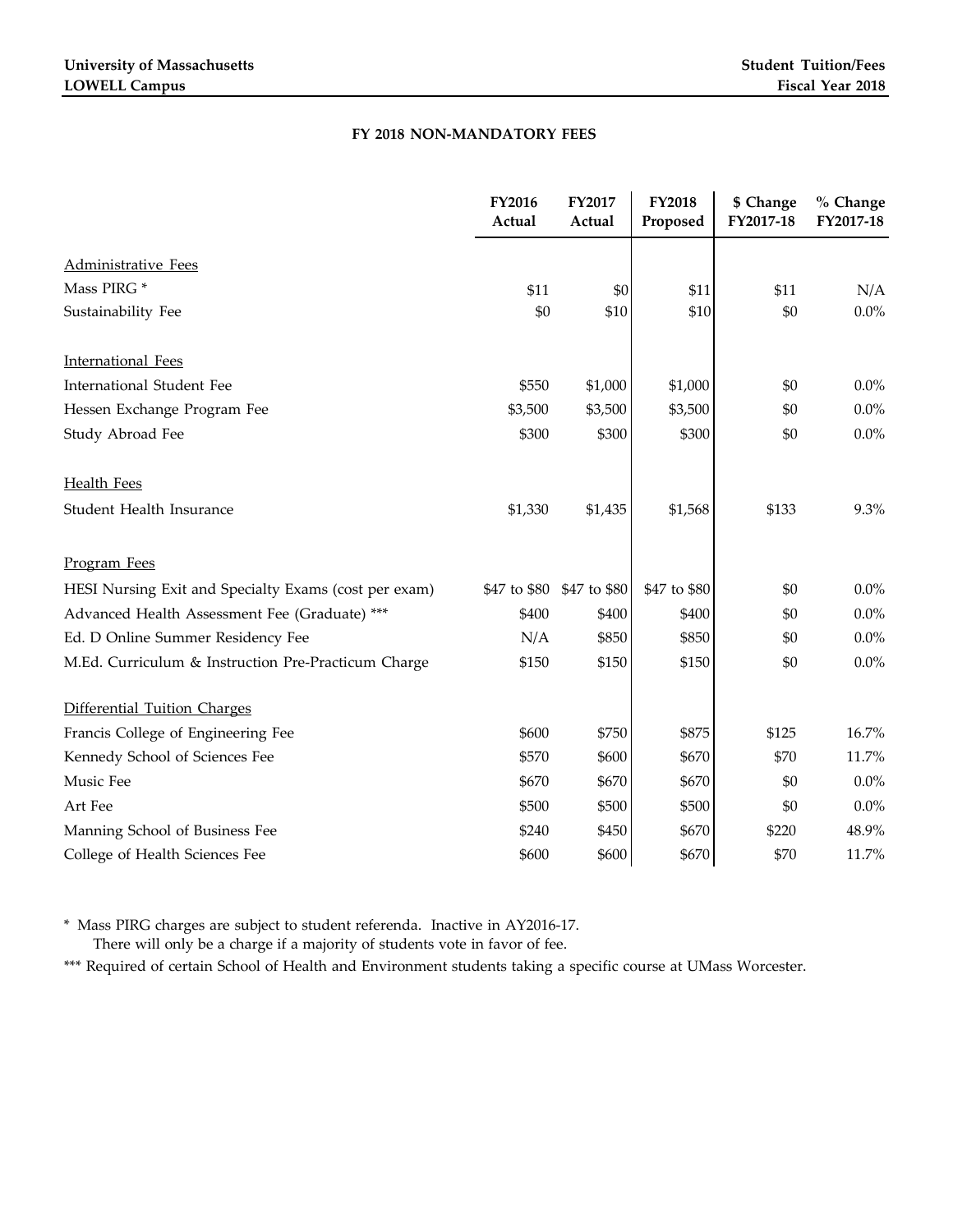## FY 2018 NON-MANDATORY FEES

| | FY2016 Actual | FY2017 Actual | FY2018 Proposed | $ Change FY2017-18 | % Change FY2017-18 |
|---|---|---|---|---|---|
| Administrative Fees | | | | | |
| Mass PIRG * | $11 | $0 | $11 | $11 | N/A |
| Sustainability Fee | $0 | $10 | $10 | $0 | 0.0% |
| International Fees | | | | | |
| International Student Fee | $550 | $1,000 | $1,000 | $0 | 0.0% |
| Hessen Exchange Program Fee | $3,500 | $3,500 | $3,500 | $0 | 0.0% |
| Study Abroad Fee | $300 | $300 | $300 | $0 | 0.0% |
| Health Fees | | | | | |
| Student Health Insurance | $1,330 | $1,435 | $1,568 | $133 | 9.3% |
| Program Fees | | | | | |
| HESI Nursing Exit and Specialty Exams (cost per exam) | $47 to $80 | $47 to $80 | $47 to $80 | $0 | 0.0% |
| Advanced Health Assessment Fee (Graduate) *** | $400 | $400 | $400 | $0 | 0.0% |
| Ed. D Online Summer Residency Fee | N/A | $850 | $850 | $0 | 0.0% |
| M.Ed. Curriculum & Instruction Pre-Practicum Charge | $150 | $150 | $150 | $0 | 0.0% |
| Differential Tuition Charges | | | | | |
| Francis College of Engineering Fee | $600 | $750 | $875 | $125 | 16.7% |
| Kennedy School of Sciences Fee | $570 | $600 | $670 | $70 | 11.7% |
| Music Fee | $670 | $670 | $670 | $0 | 0.0% |
| Art Fee | $500 | $500 | $500 | $0 | 0.0% |
| Manning School of Business Fee | $240 | $450 | $670 | $220 | 48.9% |
| College of Health Sciences Fee | $600 | $600 | $670 | $70 | 11.7% |

* Mass PIRG charges are subject to student referenda. Inactive in AY2016-17.
There will only be a charge if a majority of students vote in favor of fee.

*** Required of certain School of Health and Environment students taking a specific course at UMass Worcester.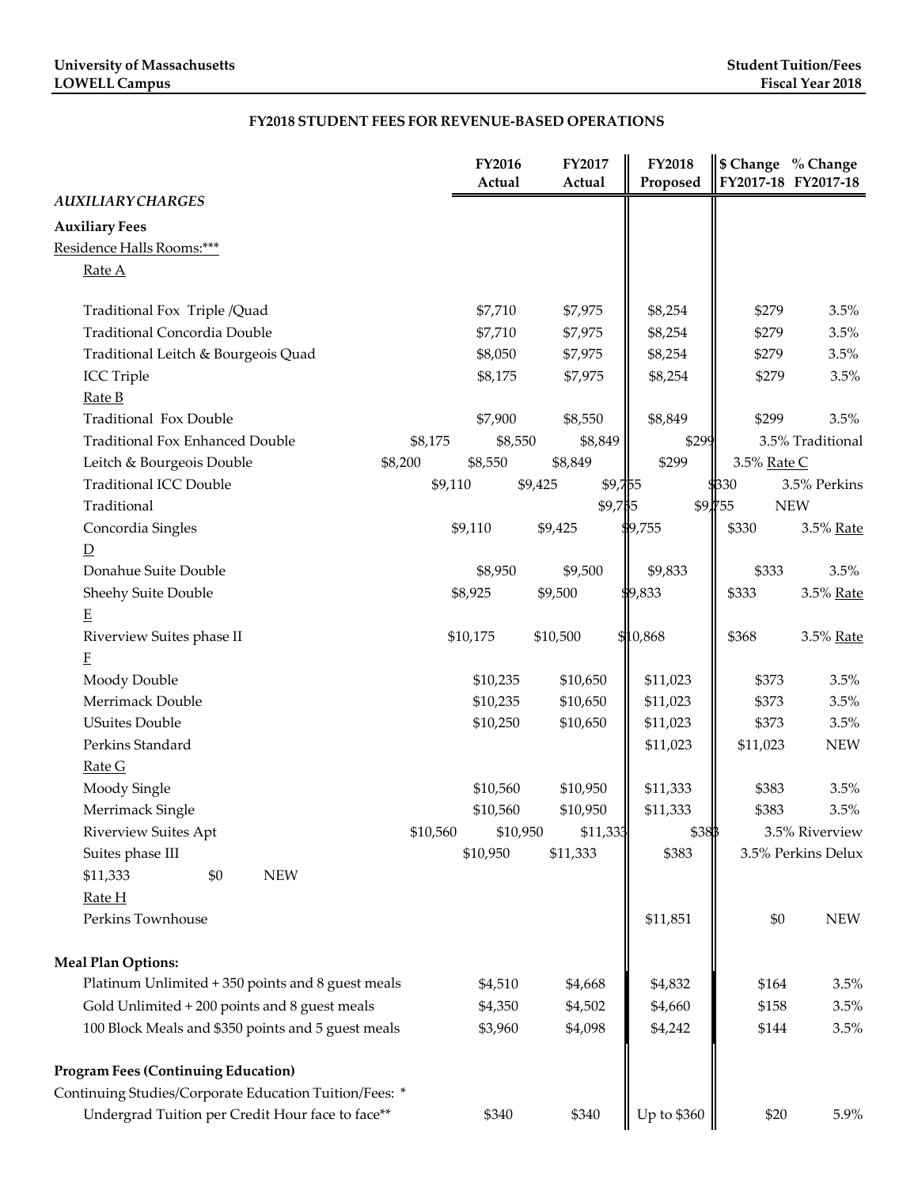**University of Massachusetts**
**LOWELL Campus**

**Student Tuition/Fees**
**Fiscal Year 2018**

## FY2018 STUDENT FEES FOR REVENUE-BASED OPERATIONS

| | FY2016 Actual | FY2017 Actual | FY2018 Proposed | $ Change FY2017-18 | % Change FY2017-18 |
|---|---|---|---|---|---|
| ***AUXILIARY CHARGES*** | | | | | |
| **Auxiliary Fees** | | | | | |
| Residence Halls Rooms:*** | | | | | |
| Rate A | | | | | |
| Traditional Fox Triple /Quad | $7,710 | $7,975 | $8,254 | $279 | 3.5% |
| Traditional Concordia Double | $7,710 | $7,975 | $8,254 | $279 | 3.5% |
| Traditional Leitch & Bourgeois Quad | $8,050 | $7,975 | $8,254 | $279 | 3.5% |
| ICC Triple | $8,175 | $7,975 | $8,254 | $279 | 3.5% |
| Rate B | | | | | |
| Traditional Fox Double | $7,900 | $8,550 | $8,849 | $299 | 3.5% |
| Traditional Fox Enhanced Double | $8,175 | $8,550 | $8,849 | $299 | 3.5% |
| Traditional Leitch & Bourgeois Double | $8,200 | $8,550 | $8,849 | $299 | 3.5% |
| Rate C | | | | | |
| Traditional ICC Double | $9,110 | $9,425 | $9,755 | $330 | 3.5% |
| Perkins Traditional | | | $9,755 | $9,755 | NEW |
| Concordia Singles | $9,110 | $9,425 | $9,755 | $330 | 3.5% |
| Rate D | | | | | |
| Donahue Suite Double | $8,950 | $9,500 | $9,833 | $333 | 3.5% |
| Sheehy Suite Double | $8,925 | $9,500 | $9,833 | $333 | 3.5% |
| Rate E | | | | | |
| Riverview Suites phase II | $10,175 | $10,500 | $10,868 | $368 | 3.5% |
| Rate F | | | | | |
| Moody Double | $10,235 | $10,650 | $11,023 | $373 | 3.5% |
| Merrimack Double | $10,235 | $10,650 | $11,023 | $373 | 3.5% |
| USuites Double | $10,250 | $10,650 | $11,023 | $373 | 3.5% |
| Perkins Standard | | | $11,023 | $11,023 | NEW |
| Rate G | | | | | |
| Moody Single | $10,560 | $10,950 | $11,333 | $383 | 3.5% |
| Merrimack Single | $10,560 | $10,950 | $11,333 | $383 | 3.5% |
| Riverview Suites Apt | $10,560 | $10,950 | $11,333 | $383 | 3.5% |
| Riverview Suites phase III | | $10,950 | $11,333 | $383 | 3.5% |
| Perkins Delux | | | $11,333 | $0 | NEW |
| Rate H | | | | | |
| Perkins Townhouse | | | $11,851 | $0 | NEW |
| **Meal Plan Options:** | | | | | |
| Platinum Unlimited + 350 points and 8 guest meals | $4,510 | $4,668 | $4,832 | $164 | 3.5% |
| Gold Unlimited + 200 points and 8 guest meals | $4,350 | $4,502 | $4,660 | $158 | 3.5% |
| 100 Block Meals and $350 points and 5 guest meals | $3,960 | $4,098 | $4,242 | $144 | 3.5% |
| **Program Fees (Continuing Education)** | | | | | |
| Continuing Studies/Corporate Education Tuition/Fees: * | | | | | |
| Undergrad Tuition per Credit Hour face to face** | $340 | $340 | Up to $360 | $20 | 5.9% |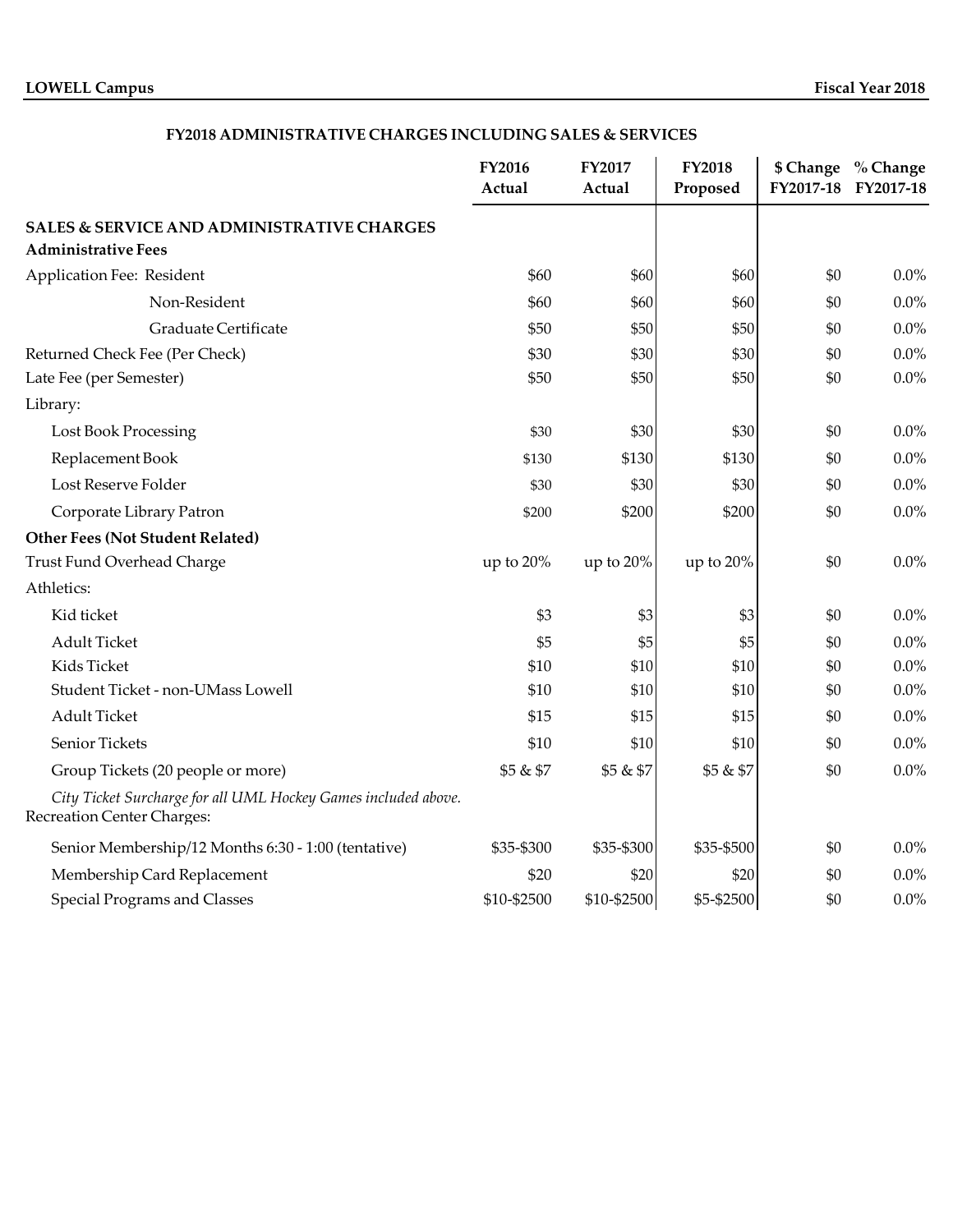## FY2018 ADMINISTRATIVE CHARGES INCLUDING SALES & SERVICES

| | FY2016 Actual | FY2017 Actual | FY2018 Proposed | $ Change FY2017-18 | % Change FY2017-18 |
|---|---|---|---|---|---|
| **SALES & SERVICE AND ADMINISTRATIVE CHARGES** | | | | | |
| **Administrative Fees** | | | | | |
| Application Fee: Resident | $60 | $60 | $60 | $0 | 0.0% |
| Non-Resident | $60 | $60 | $60 | $0 | 0.0% |
| Graduate Certificate | $50 | $50 | $50 | $0 | 0.0% |
| Returned Check Fee (Per Check) | $30 | $30 | $30 | $0 | 0.0% |
| Late Fee (per Semester) | $50 | $50 | $50 | $0 | 0.0% |
| Library: | | | | | |
| Lost Book Processing | $30 | $30 | $30 | $0 | 0.0% |
| Replacement Book | $130 | $130 | $130 | $0 | 0.0% |
| Lost Reserve Folder | $30 | $30 | $30 | $0 | 0.0% |
| Corporate Library Patron | $200 | $200 | $200 | $0 | 0.0% |
| **Other Fees (Not Student Related)** | | | | | |
| Trust Fund Overhead Charge | up to 20% | up to 20% | up to 20% | $0 | 0.0% |
| Athletics: | | | | | |
| Kid ticket | $3 | $3 | $3 | $0 | 0.0% |
| Adult Ticket | $5 | $5 | $5 | $0 | 0.0% |
| Kids Ticket | $10 | $10 | $10 | $0 | 0.0% |
| Student Ticket - non-UMass Lowell | $10 | $10 | $10 | $0 | 0.0% |
| Adult Ticket | $15 | $15 | $15 | $0 | 0.0% |
| Senior Tickets | $10 | $10 | $10 | $0 | 0.0% |
| Group Tickets (20 people or more) | $5 & $7 | $5 & $7 | $5 & $7 | $0 | 0.0% |
| *City Ticket Surcharge for all UML Hockey Games included above.* | | | | | |
| Recreation Center Charges: | | | | | |
| Senior Membership/12 Months 6:30 - 1:00 (tentative) | $35-$300 | $35-$300 | $35-$500 | $0 | 0.0% |
| Membership Card Replacement | $20 | $20 | $20 | $0 | 0.0% |
| Special Programs and Classes | $10-$2500 | $10-$2500 | $5-$2500 | $0 | 0.0% |